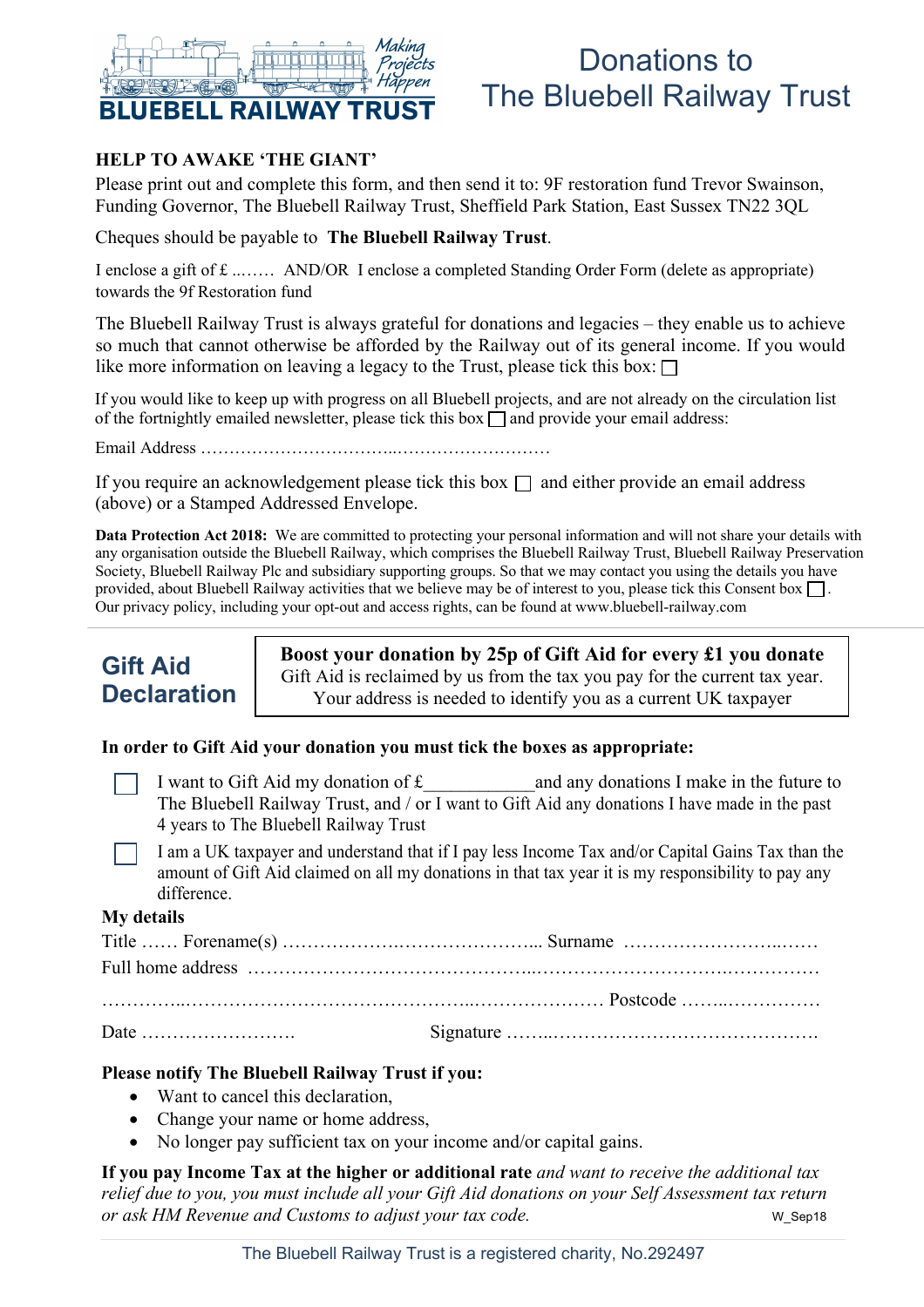BLUEBELL RAILWAY TRUST

Making Projects Happen

# Donations to The Bluebell Railway Trust

**HELP TO AWAKE 'THE GIANT'**

Please print out and complete this form, and then send it to: 9F restoration fund Trevor Swainson, Funding Governor, The Bluebell Railway Trust, Sheffield Park Station, East Sussex TN22 3QL

Cheques should be payable to **The Bluebell Railway Trust**.

I enclose a gift of £ ..…… AND/OR I enclose a completed Standing Order Form (delete as appropriate) towards the 9f Restoration fund

The Bluebell Railway Trust is always grateful for donations and legacies – they enable us to achieve so much that cannot otherwise be afforded by the Railway out of its general income. If you would like more information on leaving a legacy to the Trust, please tick this box: ☐

If you would like to keep up with progress on all Bluebell projects, and are not already on the circulation list of the fortnightly emailed newsletter, please tick this box ☐ and provide your email address:

Email Address …………………………...………………………

If you require an acknowledgement please tick this box ☐ and either provide an email address (above) or a Stamped Addressed Envelope.

**Data Protection Act 2018:** We are committed to protecting your personal information and will not share your details with any organisation outside the Bluebell Railway, which comprises the Bluebell Railway Trust, Bluebell Railway Preservation Society, Bluebell Railway Plc and subsidiary supporting groups. So that we may contact you using the details you have provided, about Bluebell Railway activities that we believe may be of interest to you, please tick this Consent box ☐. Our privacy policy, including your opt-out and access rights, can be found at www.bluebell-railway.com

## Gift Aid Declaration

**Boost your donation by 25p of Gift Aid for every £1 you donate**
Gift Aid is reclaimed by us from the tax you pay for the current tax year.
Your address is needed to identify you as a current UK taxpayer

**In order to Gift Aid your donation you must tick the boxes as appropriate:**

☐ I want to Gift Aid my donation of £____________and any donations I make in the future to The Bluebell Railway Trust, and / or I want to Gift Aid any donations I have made in the past 4 years to The Bluebell Railway Trust

☐ I am a UK taxpayer and understand that if I pay less Income Tax and/or Capital Gains Tax than the amount of Gift Aid claimed on all my donations in that tax year it is my responsibility to pay any difference.

**My details**

Title …… Forename(s) ………………….………………….. Surname ……………………..……

Full home address ……………………………………..………………………….……………

…………..……………………………………...………………… Postcode ……..……………

Date ……………………. Signature ……..…………………………………….

**Please notify The Bluebell Railway Trust if you:**

- Want to cancel this declaration,
- Change your name or home address,
- No longer pay sufficient tax on your income and/or capital gains.

**If you pay Income Tax at the higher or additional rate** *and want to receive the additional tax relief due to you, you must include all your Gift Aid donations on your Self Assessment tax return or ask HM Revenue and Customs to adjust your tax code.* W_Sep18

The Bluebell Railway Trust is a registered charity, No.292497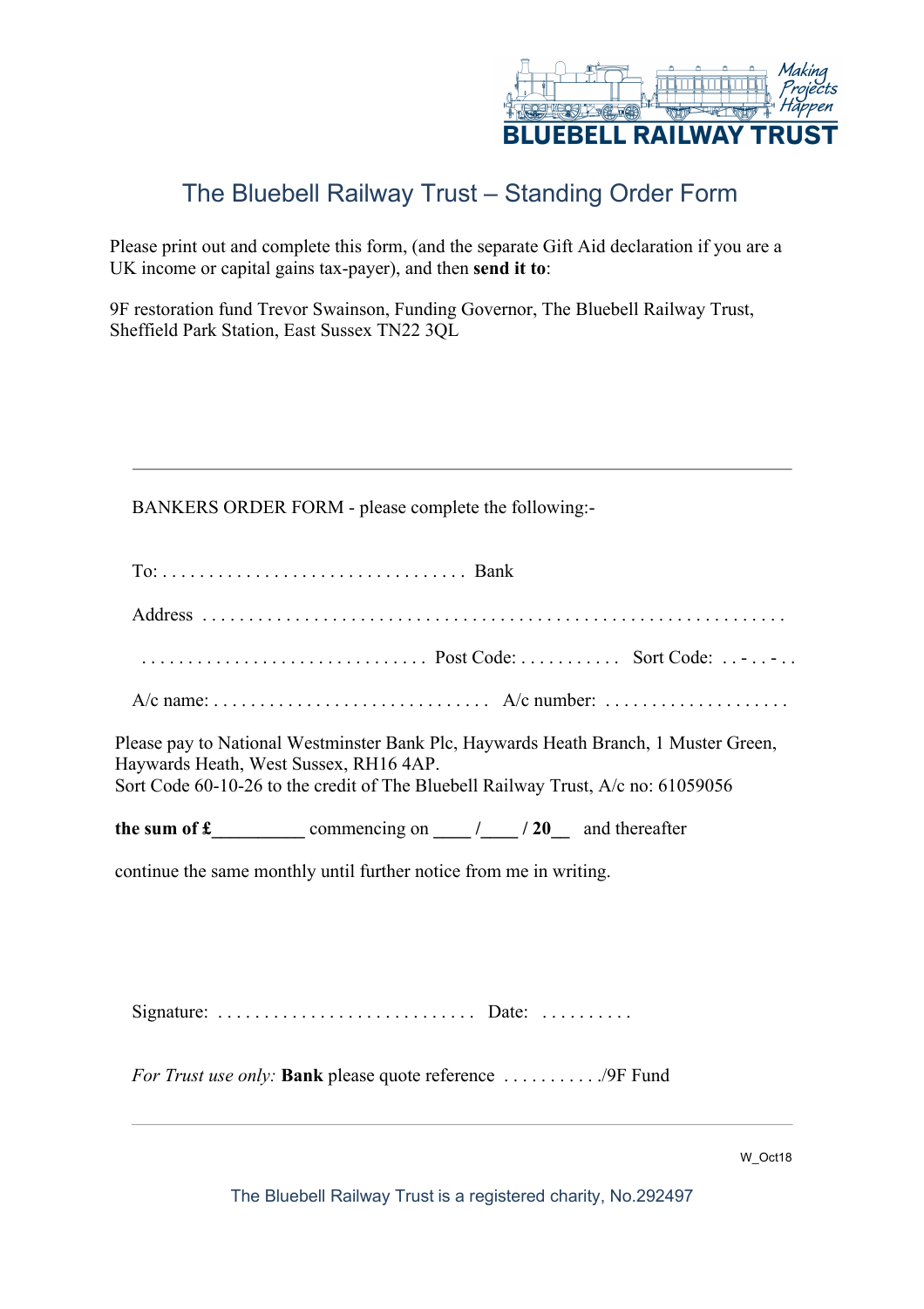BLUEBELL RAILWAY TRUST

Making Projects Happen

# The Bluebell Railway Trust – Standing Order Form

Please print out and complete this form, (and the separate Gift Aid declaration if you are a UK income or capital gains tax-payer), and then **send it to**:

9F restoration fund Trevor Swainson, Funding Governor, The Bluebell Railway Trust, Sheffield Park Station, East Sussex TN22 3QL

---

BANKERS ORDER FORM - please complete the following:-

To: . . . . . . . . . . . . . . . . . . . . . . . . . . . . . . . . . Bank

Address . . . . . . . . . . . . . . . . . . . . . . . . . . . . . . . . . . . . . . . . . . . . . . . . . . . . . . . . . . . . . . .

. . . . . . . . . . . . . . . . . . . . . . . . . . . . . . . Post Code: . . . . . . . . . . . Sort Code: . . - . . - . .

A/c name: . . . . . . . . . . . . . . . . . . . . . . . . . . . . . . A/c number: . . . . . . . . . . . . . . . . . . . .

Please pay to National Westminster Bank Plc, Haywards Heath Branch, 1 Muster Green, Haywards Heath, West Sussex, RH16 4AP.
Sort Code 60-10-26 to the credit of The Bluebell Railway Trust, A/c no: 61059056

**the sum of £__________** commencing on ____ /____ / **20__** and thereafter

continue the same monthly until further notice from me in writing.

Signature: . . . . . . . . . . . . . . . . . . . . . . . . . . . . Date: . . . . . . . . . .

*For Trust use only:* **Bank** please quote reference . . . . . . . . . . ./9F Fund

---

W_Oct18

The Bluebell Railway Trust is a registered charity, No.292497